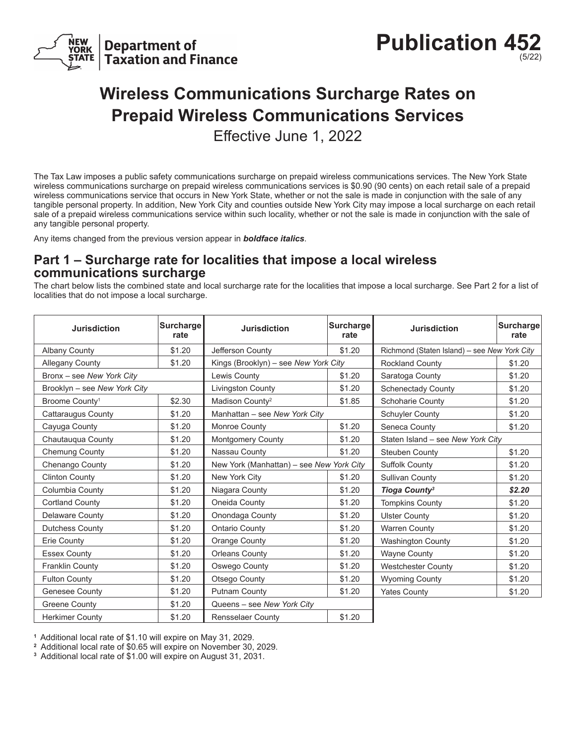# Publication 452 (5/22)

**New York State Department of Taxation and Finance**

## Wireless Communications Surcharge Rates on Prepaid Wireless Communications Services

Effective June 1, 2022

The Tax Law imposes a public safety communications surcharge on prepaid wireless communications services. The New York State wireless communications surcharge on prepaid wireless communications services is $0.90 (90 cents) on each retail sale of a prepaid wireless communications service that occurs in New York State, whether or not the sale is made in conjunction with the sale of any tangible personal property. In addition, New York City and counties outside New York City may impose a local surcharge on each retail sale of a prepaid wireless communications service within such locality, whether or not the sale is made in conjunction with the sale of any tangible personal property.

Any items changed from the previous version appear in ***boldface italics***.

## Part 1 – Surcharge rate for localities that impose a local wireless communications surcharge

The chart below lists the combined state and local surcharge rate for the localities that impose a local surcharge. See Part 2 for a list of localities that do not impose a local surcharge.

| Jurisdiction | Surcharge rate |
|---|---|
| Albany County | $1.20 |
| Allegany County | $1.20 |
| Bronx – see *New York City* | |
| Brooklyn – see *New York City* | |
| Broome County[1] | $2.30 |
| Cattaraugus County | $1.20 |
| Cayuga County | $1.20 |
| Chautauqua County | $1.20 |
| Chemung County | $1.20 |
| Chenango County | $1.20 |
| Clinton County | $1.20 |
| Columbia County | $1.20 |
| Cortland County | $1.20 |
| Delaware County | $1.20 |
| Dutchess County | $1.20 |
| Erie County | $1.20 |
| Essex County | $1.20 |
| Franklin County | $1.20 |
| Fulton County | $1.20 |
| Genesee County | $1.20 |
| Greene County | $1.20 |
| Herkimer County | $1.20 |
| Jefferson County | $1.20 |
| Kings (Brooklyn) – see *New York City* | |
| Lewis County | $1.20 |
| Livingston County | $1.20 |
| Madison County[2] | $1.85 |
| Manhattan – see *New York City* | |
| Monroe County | $1.20 |
| Montgomery County | $1.20 |
| Nassau County | $1.20 |
| New York (Manhattan) – see *New York City* | |
| New York City | $1.20 |
| Niagara County | $1.20 |
| Oneida County | $1.20 |
| Onondaga County | $1.20 |
| Ontario County | $1.20 |
| Orange County | $1.20 |
| Orleans County | $1.20 |
| Oswego County | $1.20 |
| Otsego County | $1.20 |
| Putnam County | $1.20 |
| Queens – see *New York City* | |
| Rensselaer County | $1.20 |
| Richmond (Staten Island) – see *New York City* | |
| Rockland County | $1.20 |
| Saratoga County | $1.20 |
| Schenectady County | $1.20 |
| Schoharie County | $1.20 |
| Schuyler County | $1.20 |
| Seneca County | $1.20 |
| Staten Island – see *New York City* | |
| Steuben County | $1.20 |
| Suffolk County | $1.20 |
| Sullivan County | $1.20 |
| ***Tioga County[3]*** | ***$2.20*** |
| Tompkins County | $1.20 |
| Ulster County | $1.20 |
| Warren County | $1.20 |
| Washington County | $1.20 |
| Wayne County | $1.20 |
| Westchester County | $1.20 |
| Wyoming County | $1.20 |
| Yates County | $1.20 |

[1] Additional local rate of $1.10 will expire on May 31, 2029.
[2] Additional local rate of $0.65 will expire on November 30, 2029.
[3] Additional local rate of $1.00 will expire on August 31, 2031.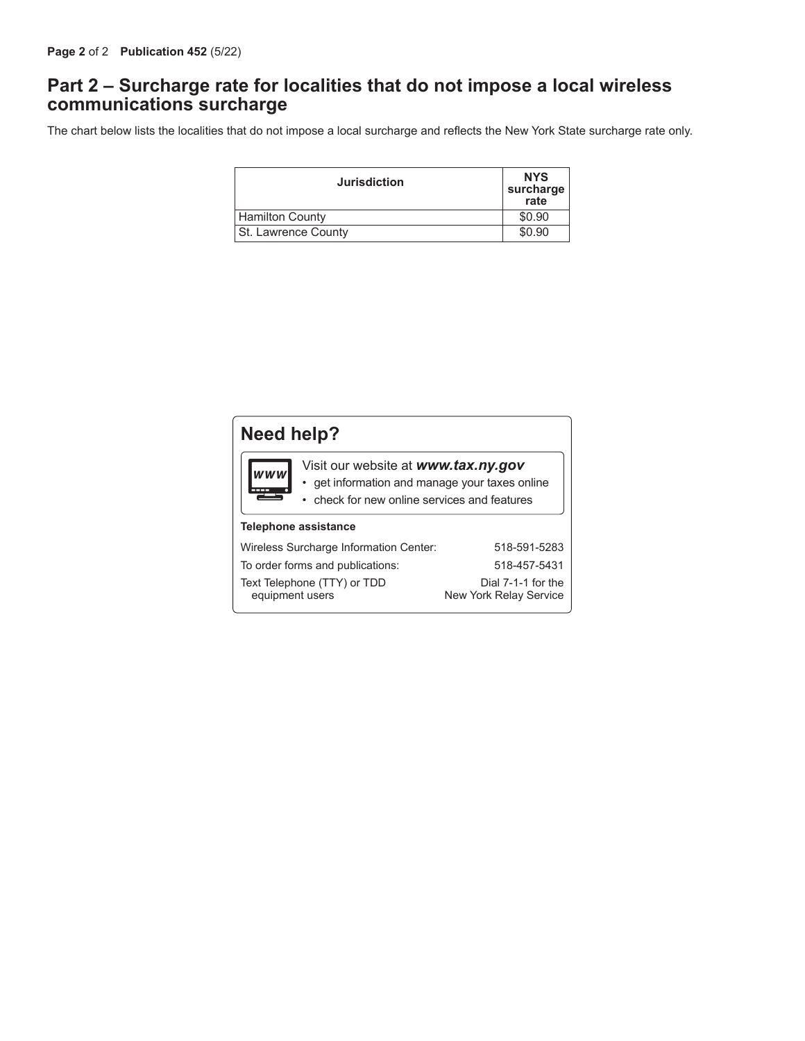## Part 2 – Surcharge rate for localities that do not impose a local wireless communications surcharge

The chart below lists the localities that do not impose a local surcharge and reflects the New York State surcharge rate only.

| Jurisdiction | NYS surcharge rate |
|---|---|
| Hamilton County | $0.90 |
| St. Lawrence County | $0.90 |

### Need help?

Visit our website at ***www.tax.ny.gov***
- get information and manage your taxes online
- check for new online services and features

**Telephone assistance**

| | |
|---|---|
| Wireless Surcharge Information Center: | 518-591-5283 |
| To order forms and publications: | 518-457-5431 |
| Text Telephone (TTY) or TDD equipment users | Dial 7-1-1 for the New York Relay Service |